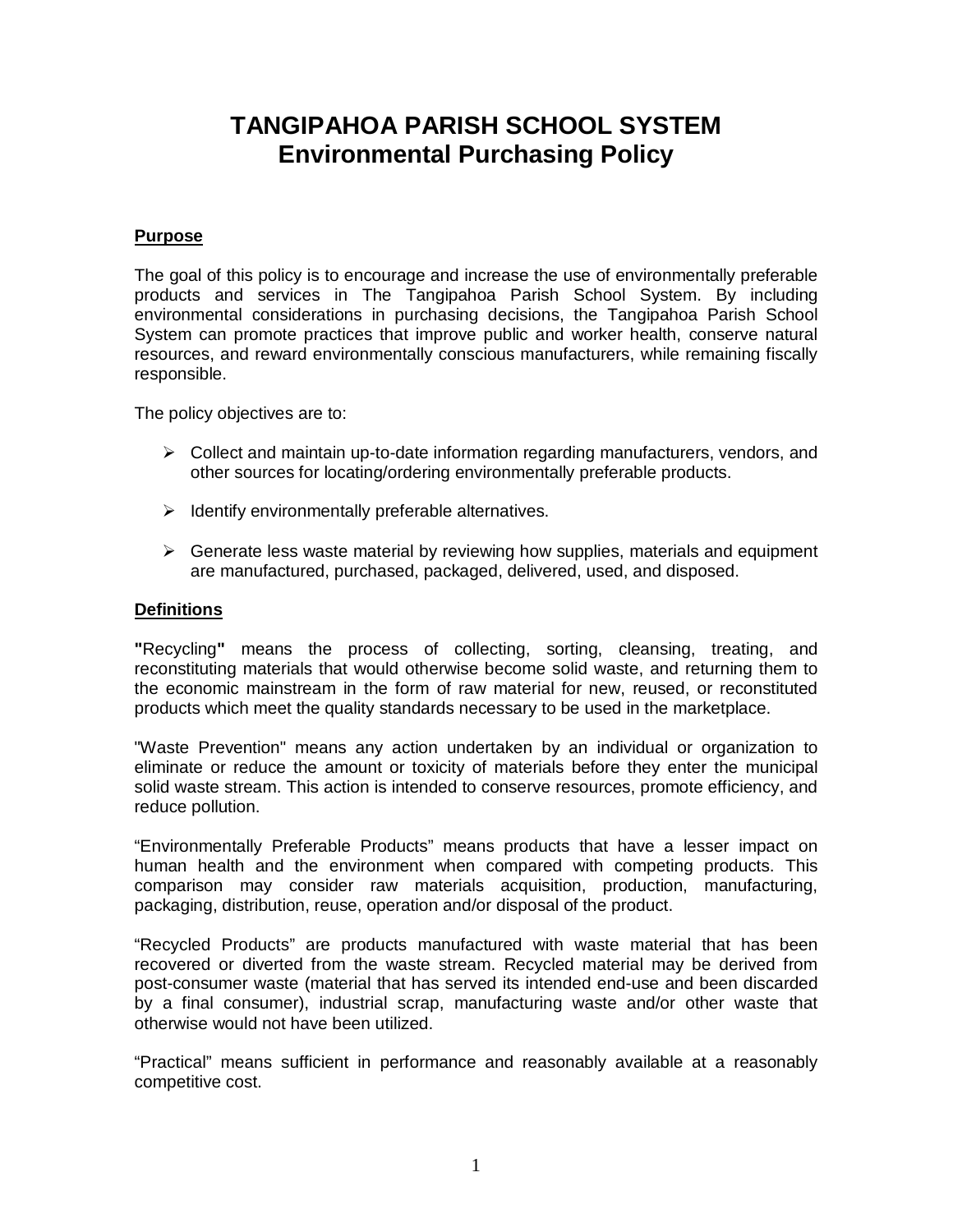# TANGIPAHOA PARISH SCHOOL SYSTEM
# Environmental Purchasing Policy

## Purpose

The goal of this policy is to encourage and increase the use of environmentally preferable products and services in The Tangipahoa Parish School System. By including environmental considerations in purchasing decisions, the Tangipahoa Parish School System can promote practices that improve public and worker health, conserve natural resources, and reward environmentally conscious manufacturers, while remaining fiscally responsible.

The policy objectives are to:

- Collect and maintain up-to-date information regarding manufacturers, vendors, and other sources for locating/ordering environmentally preferable products.
- Identify environmentally preferable alternatives.
- Generate less waste material by reviewing how supplies, materials and equipment are manufactured, purchased, packaged, delivered, used, and disposed.

## Definitions

**"**Recycling**"** means the process of collecting, sorting, cleansing, treating, and reconstituting materials that would otherwise become solid waste, and returning them to the economic mainstream in the form of raw material for new, reused, or reconstituted products which meet the quality standards necessary to be used in the marketplace.

"Waste Prevention" means any action undertaken by an individual or organization to eliminate or reduce the amount or toxicity of materials before they enter the municipal solid waste stream. This action is intended to conserve resources, promote efficiency, and reduce pollution.

"Environmentally Preferable Products" means products that have a lesser impact on human health and the environment when compared with competing products. This comparison may consider raw materials acquisition, production, manufacturing, packaging, distribution, reuse, operation and/or disposal of the product.

"Recycled Products" are products manufactured with waste material that has been recovered or diverted from the waste stream. Recycled material may be derived from post-consumer waste (material that has served its intended end-use and been discarded by a final consumer), industrial scrap, manufacturing waste and/or other waste that otherwise would not have been utilized.

"Practical" means sufficient in performance and reasonably available at a reasonably competitive cost.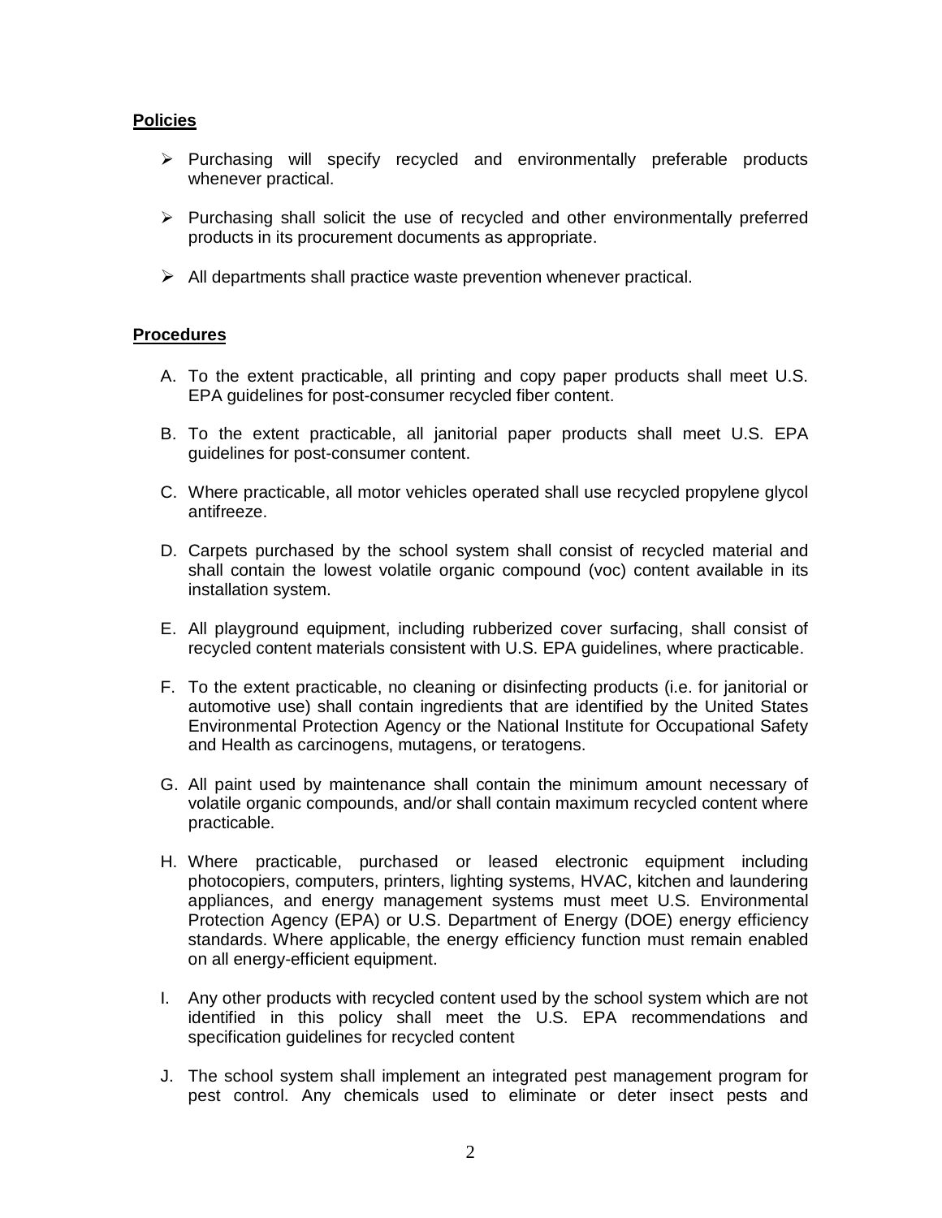**Policies**

- Purchasing will specify recycled and environmentally preferable products whenever practical.
- Purchasing shall solicit the use of recycled and other environmentally preferred products in its procurement documents as appropriate.
- All departments shall practice waste prevention whenever practical.

**Procedures**

A. To the extent practicable, all printing and copy paper products shall meet U.S. EPA guidelines for post-consumer recycled fiber content.

B. To the extent practicable, all janitorial paper products shall meet U.S. EPA guidelines for post-consumer content.

C. Where practicable, all motor vehicles operated shall use recycled propylene glycol antifreeze.

D. Carpets purchased by the school system shall consist of recycled material and shall contain the lowest volatile organic compound (voc) content available in its installation system.

E. All playground equipment, including rubberized cover surfacing, shall consist of recycled content materials consistent with U.S. EPA guidelines, where practicable.

F. To the extent practicable, no cleaning or disinfecting products (i.e. for janitorial or automotive use) shall contain ingredients that are identified by the United States Environmental Protection Agency or the National Institute for Occupational Safety and Health as carcinogens, mutagens, or teratogens.

G. All paint used by maintenance shall contain the minimum amount necessary of volatile organic compounds, and/or shall contain maximum recycled content where practicable.

H. Where practicable, purchased or leased electronic equipment including photocopiers, computers, printers, lighting systems, HVAC, kitchen and laundering appliances, and energy management systems must meet U.S. Environmental Protection Agency (EPA) or U.S. Department of Energy (DOE) energy efficiency standards. Where applicable, the energy efficiency function must remain enabled on all energy-efficient equipment.

I. Any other products with recycled content used by the school system which are not identified in this policy shall meet the U.S. EPA recommendations and specification guidelines for recycled content

J. The school system shall implement an integrated pest management program for pest control. Any chemicals used to eliminate or deter insect pests and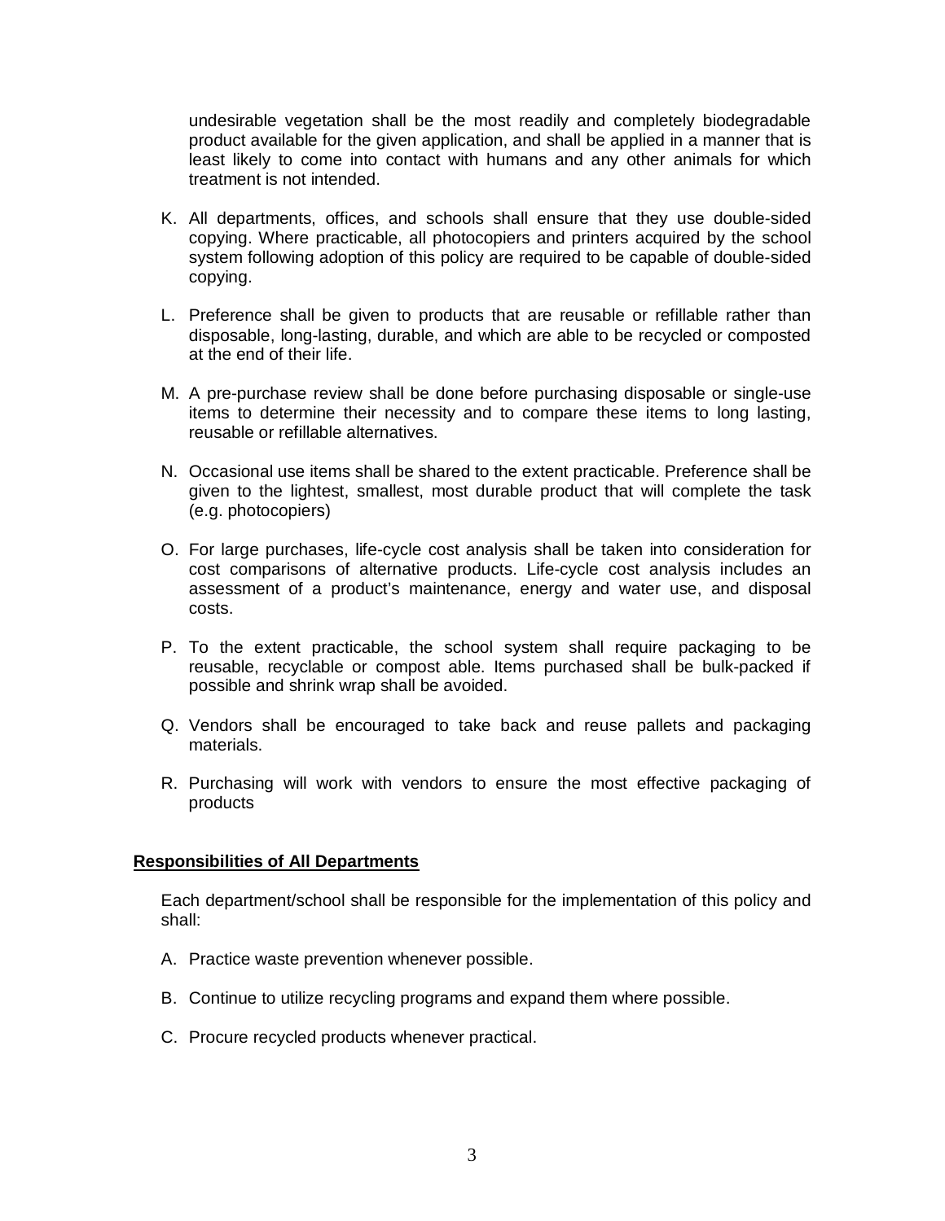undesirable vegetation shall be the most readily and completely biodegradable product available for the given application, and shall be applied in a manner that is least likely to come into contact with humans and any other animals for which treatment is not intended.

K. All departments, offices, and schools shall ensure that they use double-sided copying. Where practicable, all photocopiers and printers acquired by the school system following adoption of this policy are required to be capable of double-sided copying.

L. Preference shall be given to products that are reusable or refillable rather than disposable, long-lasting, durable, and which are able to be recycled or composted at the end of their life.

M. A pre-purchase review shall be done before purchasing disposable or single-use items to determine their necessity and to compare these items to long lasting, reusable or refillable alternatives.

N. Occasional use items shall be shared to the extent practicable. Preference shall be given to the lightest, smallest, most durable product that will complete the task (e.g. photocopiers)

O. For large purchases, life-cycle cost analysis shall be taken into consideration for cost comparisons of alternative products. Life-cycle cost analysis includes an assessment of a product's maintenance, energy and water use, and disposal costs.

P. To the extent practicable, the school system shall require packaging to be reusable, recyclable or compost able. Items purchased shall be bulk-packed if possible and shrink wrap shall be avoided.

Q. Vendors shall be encouraged to take back and reuse pallets and packaging materials.

R. Purchasing will work with vendors to ensure the most effective packaging of products

**Responsibilities of All Departments**

Each department/school shall be responsible for the implementation of this policy and shall:

A. Practice waste prevention whenever possible.

B. Continue to utilize recycling programs and expand them where possible.

C. Procure recycled products whenever practical.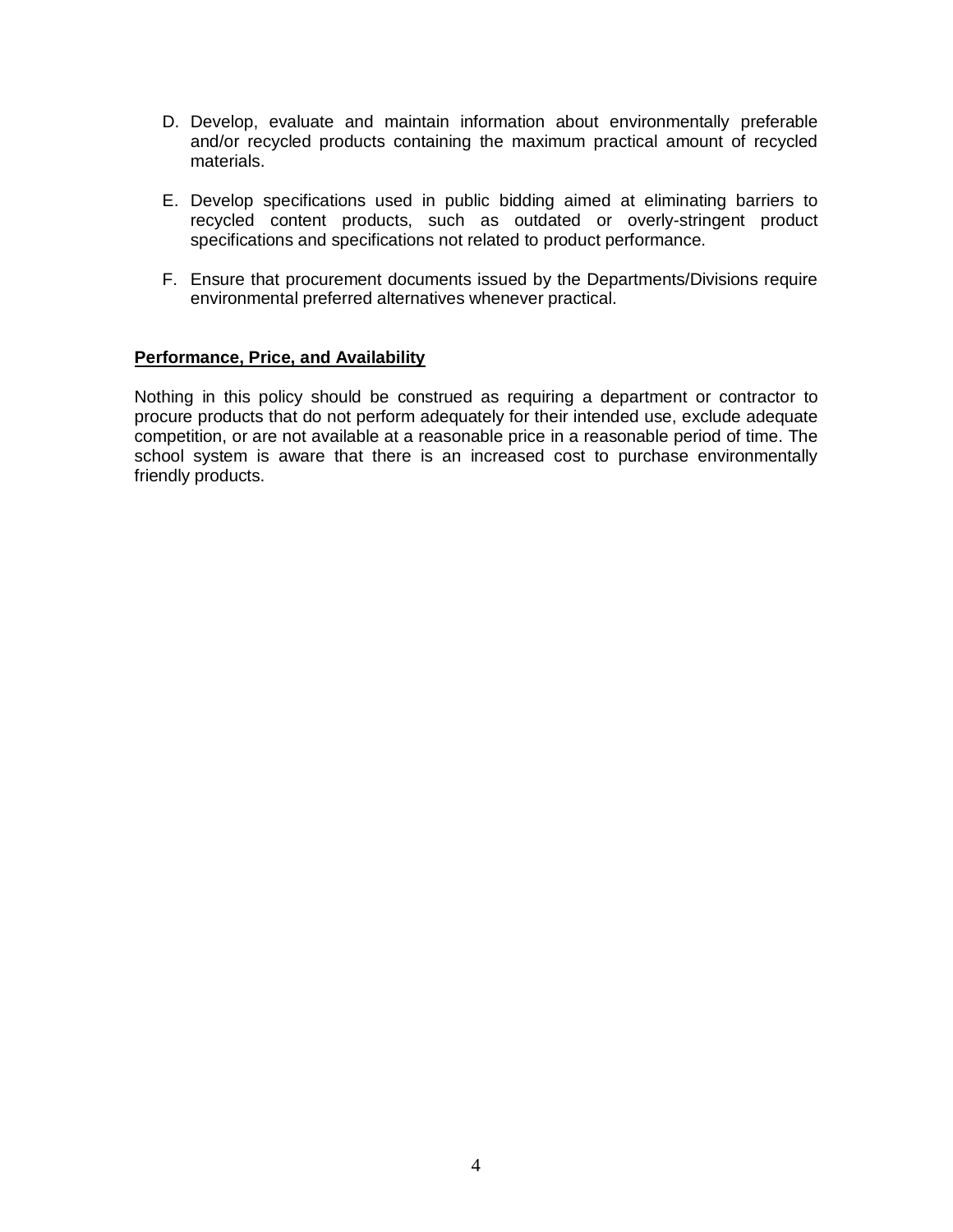D. Develop, evaluate and maintain information about environmentally preferable and/or recycled products containing the maximum practical amount of recycled materials.

E. Develop specifications used in public bidding aimed at eliminating barriers to recycled content products, such as outdated or overly-stringent product specifications and specifications not related to product performance.

F. Ensure that procurement documents issued by the Departments/Divisions require environmental preferred alternatives whenever practical.

**Performance, Price, and Availability**

Nothing in this policy should be construed as requiring a department or contractor to procure products that do not perform adequately for their intended use, exclude adequate competition, or are not available at a reasonable price in a reasonable period of time. The school system is aware that there is an increased cost to purchase environmentally friendly products.